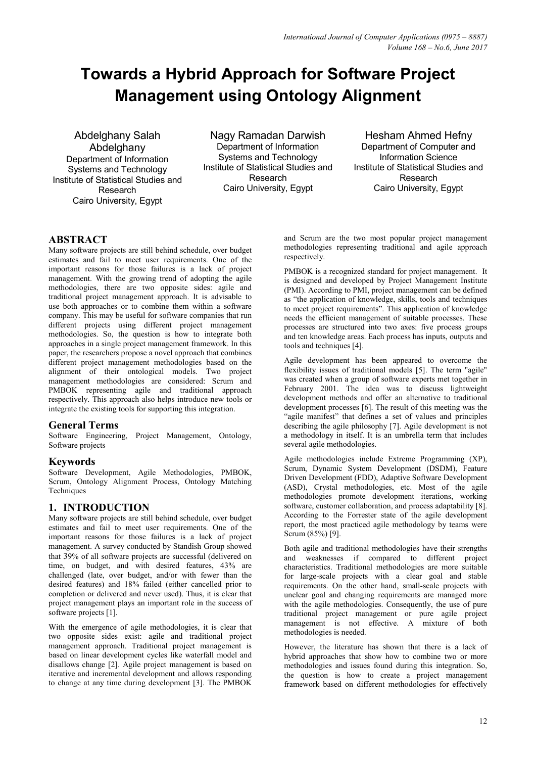# Towards a Hybrid Approach for Software Project Management using Ontology Alignment

Abdelghany Salah Abdelghany
Department of Information Systems and Technology
Institute of Statistical Studies and Research
Cairo University, Egypt

Nagy Ramadan Darwish
Department of Information Systems and Technology
Institute of Statistical Studies and Research
Cairo University, Egypt

Hesham Ahmed Hefny
Department of Computer and Information Science
Institute of Statistical Studies and Research
Cairo University, Egypt

## ABSTRACT

Many software projects are still behind schedule, over budget estimates and fail to meet user requirements. One of the important reasons for those failures is a lack of project management. With the growing trend of adopting the agile methodologies, there are two opposite sides: agile and traditional project management approach. It is advisable to use both approaches or to combine them within a software company. This may be useful for software companies that run different projects using different project management methodologies. So, the question is how to integrate both approaches in a single project management framework. In this paper, the researchers propose a novel approach that combines different project management methodologies based on the alignment of their ontological models. Two project management methodologies are considered: Scrum and PMBOK representing agile and traditional approach respectively. This approach also helps introduce new tools or integrate the existing tools for supporting this integration.

### General Terms

Software Engineering, Project Management, Ontology, Software projects

### Keywords

Software Development, Agile Methodologies, PMBOK, Scrum, Ontology Alignment Process, Ontology Matching Techniques

## 1. INTRODUCTION

Many software projects are still behind schedule, over budget estimates and fail to meet user requirements. One of the important reasons for those failures is a lack of project management. A survey conducted by Standish Group showed that 39% of all software projects are successful (delivered on time, on budget, and with desired features, 43% are challenged (late, over budget, and/or with fewer than the desired features) and 18% failed (either cancelled prior to completion or delivered and never used). Thus, it is clear that project management plays an important role in the success of software projects [1].

With the emergence of agile methodologies, it is clear that two opposite sides exist: agile and traditional project management approach. Traditional project management is based on linear development cycles like waterfall model and disallows change [2]. Agile project management is based on iterative and incremental development and allows responding to change at any time during development [3]. The PMBOK and Scrum are the two most popular project management methodologies representing traditional and agile approach respectively.

PMBOK is a recognized standard for project management. It is designed and developed by Project Management Institute (PMI). According to PMI, project management can be defined as "the application of knowledge, skills, tools and techniques to meet project requirements". This application of knowledge needs the efficient management of suitable processes. These processes are structured into two axes: five process groups and ten knowledge areas. Each process has inputs, outputs and tools and techniques [4].

Agile development has been appeared to overcome the flexibility issues of traditional models [5]. The term "agile" was created when a group of software experts met together in February 2001. The idea was to discuss lightweight development methods and offer an alternative to traditional development processes [6]. The result of this meeting was the "agile manifest" that defines a set of values and principles describing the agile philosophy [7]. Agile development is not a methodology in itself. It is an umbrella term that includes several agile methodologies.

Agile methodologies include Extreme Programming (XP), Scrum, Dynamic System Development (DSDM), Feature Driven Development (FDD), Adaptive Software Development (ASD), Crystal methodologies, etc. Most of the agile methodologies promote development iterations, working software, customer collaboration, and process adaptability [8]. According to the Forrester state of the agile development report, the most practiced agile methodology by teams were Scrum (85%) [9].

Both agile and traditional methodologies have their strengths and weaknesses if compared to different project characteristics. Traditional methodologies are more suitable for large-scale projects with a clear goal and stable requirements. On the other hand, small-scale projects with unclear goal and changing requirements are managed more with the agile methodologies. Consequently, the use of pure traditional project management or pure agile project management is not effective. A mixture of both methodologies is needed.

However, the literature has shown that there is a lack of hybrid approaches that show how to combine two or more methodologies and issues found during this integration. So, the question is how to create a project management framework based on different methodologies for effectively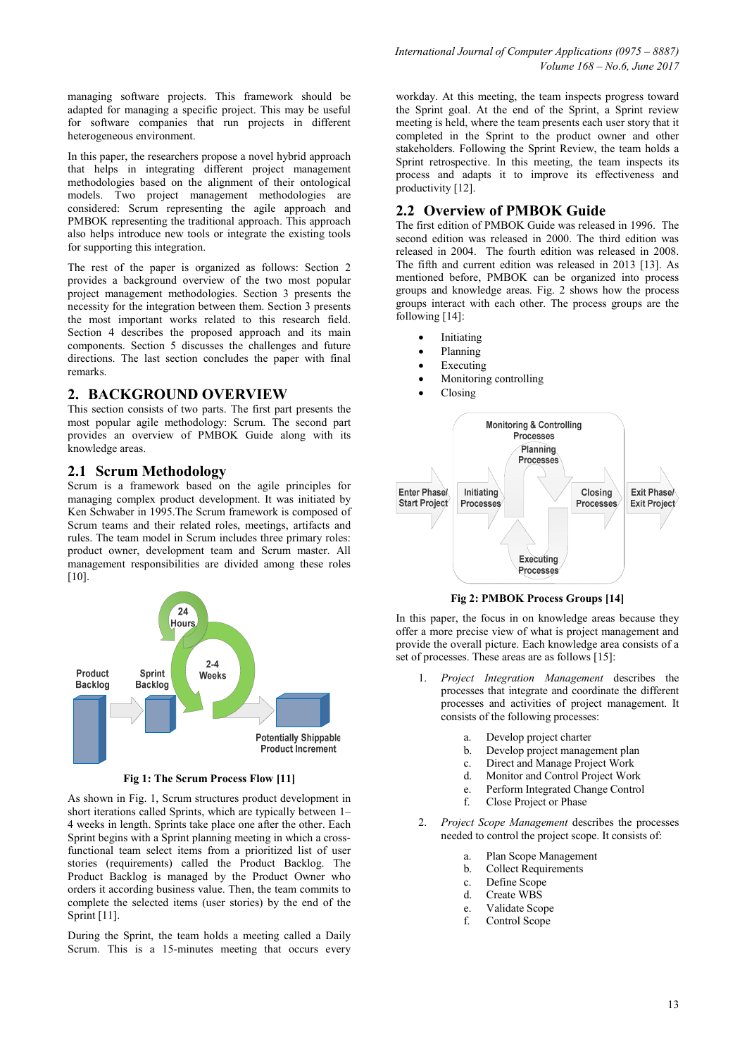managing software projects. This framework should be adapted for managing a specific project. This may be useful for software companies that run projects in different heterogeneous environment.

In this paper, the researchers propose a novel hybrid approach that helps in integrating different project management methodologies based on the alignment of their ontological models. Two project management methodologies are considered: Scrum representing the agile approach and PMBOK representing the traditional approach. This approach also helps introduce new tools or integrate the existing tools for supporting this integration.

The rest of the paper is organized as follows: Section 2 provides a background overview of the two most popular project management methodologies. Section 3 presents the necessity for the integration between them. Section 3 presents the the most important works related to this research field. Section 4 describes the proposed approach and its main components. Section 5 discusses the challenges and future directions. The last section concludes the paper with final remarks.

## 2. BACKGROUND OVERVIEW

This section consists of two parts. The first part presents the most popular agile methodology: Scrum. The second part provides an overview of PMBOK Guide along with its knowledge areas.

### 2.1 Scrum Methodology

Scrum is a framework based on the agile principles for managing complex product development. It was initiated by Ken Schwaber in 1995.The Scrum framework is composed of Scrum teams and their related roles, meetings, artifacts and rules. The team model in Scrum includes three primary roles: product owner, development team and Scrum master. All management responsibilities are divided among these roles [10].

**Fig 1: The Scrum Process Flow [11]**

As shown in Fig. 1, Scrum structures product development in short iterations called Sprints, which are typically between 1–4 weeks in length. Sprints take place one after the other. Each Sprint begins with a Sprint planning meeting in which a cross-functional team select items from a prioritized list of user stories (requirements) called the Product Backlog. The Product Backlog is managed by the Product Owner who orders it according business value. Then, the team commits to complete the selected items (user stories) by the end of the Sprint [11].

During the Sprint, the team holds a meeting called a Daily Scrum. This is a 15-minutes meeting that occurs every workday. At this meeting, the team inspects progress toward the Sprint goal. At the end of the Sprint, a Sprint review meeting is held, where the team presents each user story that it completed in the Sprint to the product owner and other stakeholders. Following the Sprint Review, the team holds a Sprint retrospective. In this meeting, the team inspects its process and adapts it to improve its effectiveness and productivity [12].

### 2.2 Overview of PMBOK Guide

The first edition of PMBOK Guide was released in 1996. The second edition was released in 2000. The third edition was released in 2004. The fourth edition was released in 2008. The fifth and current edition was released in 2013 [13]. As mentioned before, PMBOK can be organized into process groups and knowledge areas. Fig. 2 shows how the process groups interact with each other. The process groups are the following [14]:

- Initiating
- Planning
- Executing
- Monitoring controlling
- Closing

**Fig 2: PMBOK Process Groups [14]**

In this paper, the focus in on knowledge areas because they offer a more precise view of what is project management and provide the overall picture. Each knowledge area consists of a set of processes. These areas are as follows [15]:

1. *Project Integration Management* describes the processes that integrate and coordinate the different processes and activities of project management. It consists of the following processes:

    a. Develop project charter
    b. Develop project management plan
    c. Direct and Manage Project Work
    d. Monitor and Control Project Work
    e. Perform Integrated Change Control
    f. Close Project or Phase

2. *Project Scope Management* describes the processes needed to control the project scope. It consists of:

    a. Plan Scope Management
    b. Collect Requirements
    c. Define Scope
    d. Create WBS
    e. Validate Scope
    f. Control Scope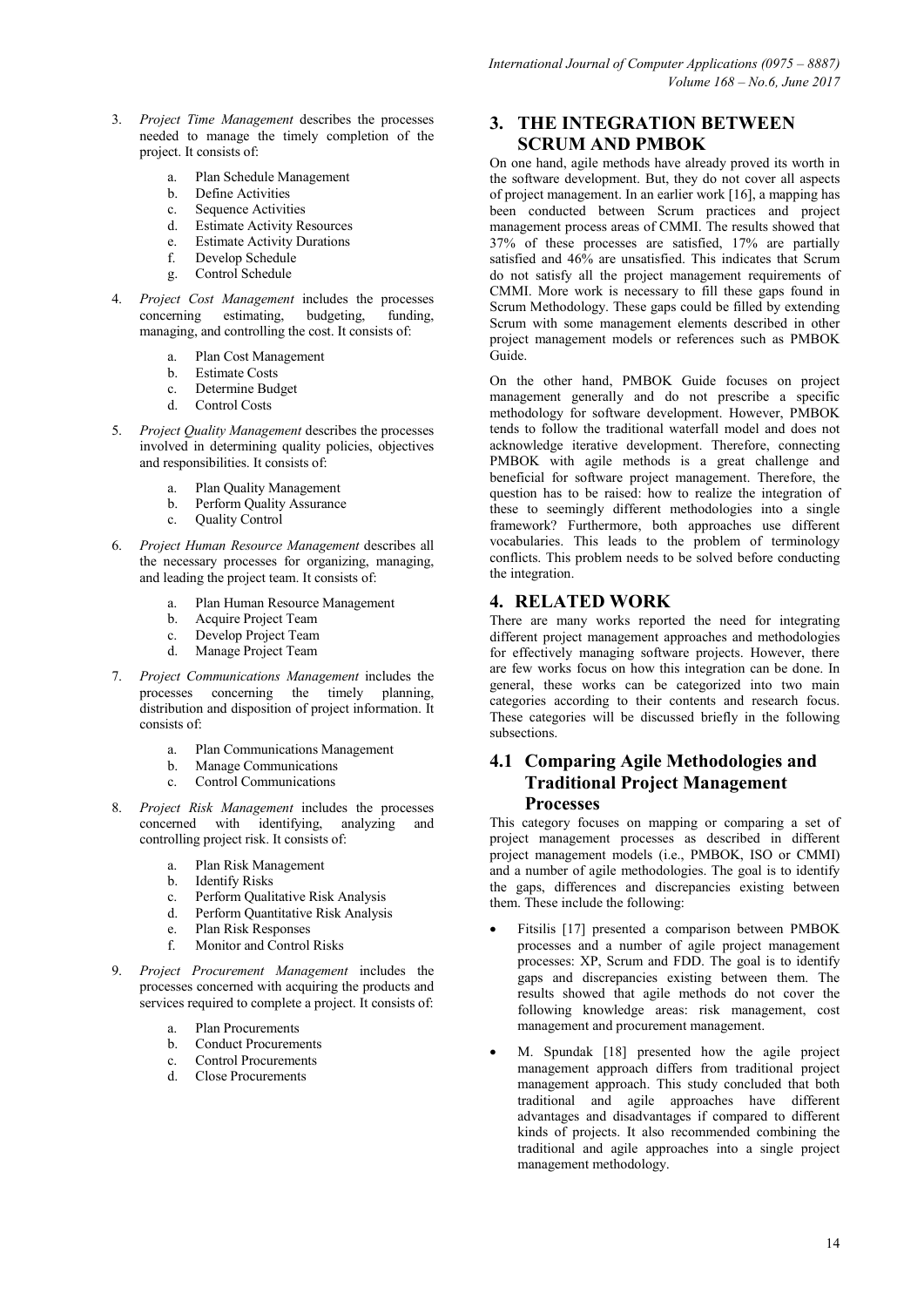3. *Project Time Management* describes the processes needed to manage the timely completion of the project. It consists of:

    a. Plan Schedule Management
    b. Define Activities
    c. Sequence Activities
    d. Estimate Activity Resources
    e. Estimate Activity Durations
    f. Develop Schedule
    g. Control Schedule

4. *Project Cost Management* includes the processes concerning estimating, budgeting, funding, managing, and controlling the cost. It consists of:

    a. Plan Cost Management
    b. Estimate Costs
    c. Determine Budget
    d. Control Costs

5. *Project Quality Management* describes the processes involved in determining quality policies, objectives and responsibilities. It consists of:

    a. Plan Quality Management
    b. Perform Quality Assurance
    c. Quality Control

6. *Project Human Resource Management* describes all the necessary processes for organizing, managing, and leading the project team. It consists of:

    a. Plan Human Resource Management
    b. Acquire Project Team
    c. Develop Project Team
    d. Manage Project Team

7. *Project Communications Management* includes the processes concerning the timely planning, distribution and disposition of project information. It consists of:

    a. Plan Communications Management
    b. Manage Communications
    c. Control Communications

8. *Project Risk Management* includes the processes concerned with identifying, analyzing and controlling project risk. It consists of:

    a. Plan Risk Management
    b. Identify Risks
    c. Perform Qualitative Risk Analysis
    d. Perform Quantitative Risk Analysis
    e. Plan Risk Responses
    f. Monitor and Control Risks

9. *Project Procurement Management* includes the processes concerned with acquiring the products and services required to complete a project. It consists of:

    a. Plan Procurements
    b. Conduct Procurements
    c. Control Procurements
    d. Close Procurements

# 3. THE INTEGRATION BETWEEN SCRUM AND PMBOK

On one hand, agile methods have already proved its worth in the software development. But, they do not cover all aspects of project management. In an earlier work [16], a mapping has been conducted between Scrum practices and project management process areas of CMMI. The results showed that 37% of these processes are satisfied, 17% are partially satisfied and 46% are unsatisfied. This indicates that Scrum do not satisfy all the project management requirements of CMMI. More work is necessary to fill these gaps found in Scrum Methodology. These gaps could be filled by extending Scrum with some management elements described in other project management models or references such as PMBOK Guide.

On the other hand, PMBOK Guide focuses on project management generally and do not prescribe a specific methodology for software development. However, PMBOK tends to follow the traditional waterfall model and does not acknowledge iterative development. Therefore, connecting PMBOK with agile methods is a great challenge and beneficial for software project management. Therefore, the question has to be raised: how to realize the integration of these to seemingly different methodologies into a single framework? Furthermore, both approaches use different vocabularies. This leads to the problem of terminology conflicts. This problem needs to be solved before conducting the integration.

# 4. RELATED WORK

There are many works reported the need for integrating different project management approaches and methodologies for effectively managing software projects. However, there are few works focus on how this integration can be done. In general, these works can be categorized into two main categories according to their contents and research focus. These categories will be discussed briefly in the following subsections.

## 4.1 Comparing Agile Methodologies and Traditional Project Management Processes

This category focuses on mapping or comparing a set of project management processes as described in different project management models (i.e., PMBOK, ISO or CMMI) and a number of agile methodologies. The goal is to identify the gaps, differences and discrepancies existing between them. These include the following:

- Fitsilis [17] presented a comparison between PMBOK processes and a number of agile project management processes: XP, Scrum and FDD. The goal is to identify gaps and discrepancies existing between them. The results showed that agile methods do not cover the following knowledge areas: risk management, cost management and procurement management.
- M. Spundak [18] presented how the agile project management approach differs from traditional project management approach. This study concluded that both traditional and agile approaches have different advantages and disadvantages if compared to different kinds of projects. It also recommended combining the traditional and agile approaches into a single project management methodology.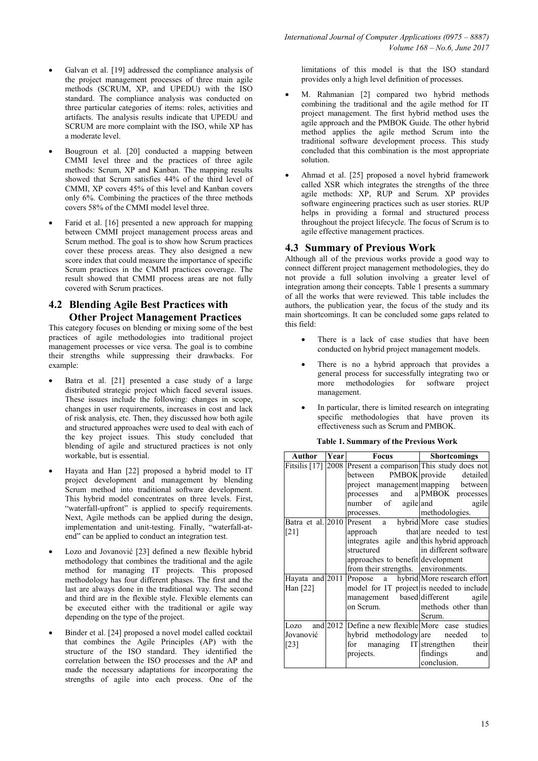- Galvan et al. [19] addressed the compliance analysis of the project management processes of three main agile methods (SCRUM, XP, and UPEDU) with the ISO standard. The compliance analysis was conducted on three particular categories of items: roles, activities and artifacts. The analysis results indicate that UPEDU and SCRUM are more complaint with the ISO, while XP has a moderate level.
- Bougroun et al. [20] conducted a mapping between CMMI level three and the practices of three agile methods: Scrum, XP and Kanban. The mapping results showed that Scrum satisfies 44% of the third level of CMMI, XP covers 45% of this level and Kanban covers only 6%. Combining the practices of the three methods covers 58% of the CMMI model level three.
- Farid et al. [16] presented a new approach for mapping between CMMI project management process areas and Scrum method. The goal is to show how Scrum practices cover these process areas. They also designed a new score index that could measure the importance of specific Scrum practices in the CMMI practices coverage. The result showed that CMMI process areas are not fully covered with Scrum practices.

## 4.2 Blending Agile Best Practices with Other Project Management Practices

This category focuses on blending or mixing some of the best practices of agile methodologies into traditional project management processes or vice versa. The goal is to combine their strengths while suppressing their drawbacks. For example:

- Batra et al. [21] presented a case study of a large distributed strategic project which faced several issues. These issues include the following: changes in scope, changes in user requirements, increases in cost and lack of risk analysis, etc. Then, they discussed how both agile and structured approaches were used to deal with each of the key project issues. This study concluded that blending of agile and structured practices is not only workable, but is essential.
- Hayata and Han [22] proposed a hybrid model to IT project development and management by blending Scrum method into traditional software development. This hybrid model concentrates on three levels. First, "waterfall-upfront" is applied to specify requirements. Next, Agile methods can be applied during the design, implementation and unit-testing. Finally, "waterfall-at-end" can be applied to conduct an integration test.
- Lozo and Jovanović [23] defined a new flexible hybrid methodology that combines the traditional and the agile method for managing IT projects. This proposed methodology has four different phases. The first and the last are always done in the traditional way. The second and third are in the flexible style. Flexible elements can be executed either with the traditional or agile way depending on the type of the project.
- Binder et al. [24] proposed a novel model called cocktail that combines the Agile Principles (AP) with the structure of the ISO standard. They identified the correlation between the ISO processes and the AP and made the necessary adaptations for incorporating the strengths of agile into each process. One of the limitations of this model is that the ISO standard provides only a high level definition of processes.
- M. Rahmanian [2] compared two hybrid methods combining the traditional and the agile method for IT project management. The first hybrid method uses the agile approach and the PMBOK Guide. The other hybrid method applies the agile method Scrum into the traditional software development process. This study concluded that this combination is the most appropriate solution.
- Ahmad et al. [25] proposed a novel hybrid framework called XSR which integrates the strengths of the three agile methods: XP, RUP and Scrum. XP provides software engineering practices such as user stories. RUP helps in providing a formal and structured process throughout the project lifecycle. The focus of Scrum is to agile effective management practices.

## 4.3 Summary of Previous Work

Although all of the previous works provide a good way to connect different project management methodologies, they do not provide a full solution involving a greater level of integration among their concepts. Table 1 presents a summary of all the works that were reviewed. This table includes the authors, the publication year, the focus of the study and its main shortcomings. It can be concluded some gaps related to this field:

- There is a lack of case studies that have been conducted on hybrid project management models.
- There is no a hybrid approach that provides a general process for successfully integrating two or more methodologies for software project management.
- In particular, there is limited research on integrating specific methodologies that have proven its effectiveness such as Scrum and PMBOK.

**Table 1. Summary of the Previous Work**

| Author | Year | Focus | Shortcomings |
|---|---|---|---|
| Fitsilis [17] | 2008 | Present a comparison between PMBOK project management processes and a number of agile processes. | This study does not provide detailed mapping between PMBOK processes and agile methodologies. |
| Batra et al. [21] | 2010 | Present a hybrid approach that integrates agile and structured approaches to benefit from their strengths. | More case studies are needed to test this hybrid approach in different software development environments. |
| Hayata and Han [22] | 2011 | Propose a hybrid model for IT project management based on Scrum. | More research effort is needed to include different agile methods other than Scrum. |
| Lozo and Jovanović [23] | 2012 | Define a new flexible hybrid methodology for managing IT projects. | More case studies are needed to strengthen their findings and conclusion. |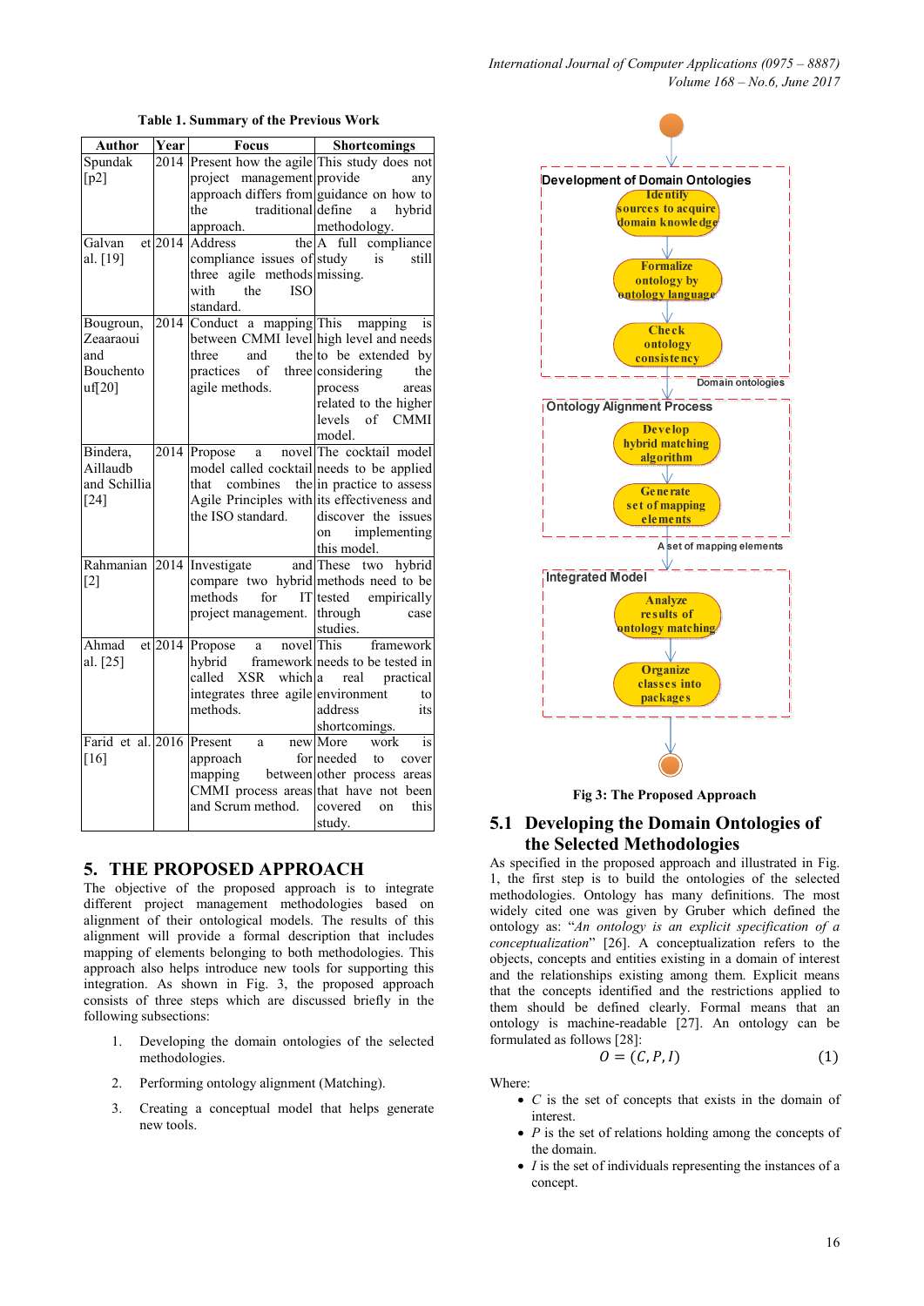**Table 1. Summary of the Previous Work**

| Author | Year | Focus | Shortcomings |
|---|---|---|---|
| Spundak [p2] | 2014 | Present how the agile project management approach differs from the traditional approach. | This study does not provide any guidance on how to define a hybrid methodology. |
| Galvan et al. [19] | 2014 | Address the compliance issues of three agile methods with the ISO standard. | A full compliance study is still missing. |
| Bougroun, Zeaaraoui and Bouchentouf[20] | 2014 | Conduct a mapping between CMMI level three and the practices of three agile methods. | This mapping is high level and needs to be extended by considering the process areas related to the higher levels of CMMI model. |
| Bindera, Aillaudb and Schillia [24] | 2014 | Propose a novel model called cocktail that combines the Agile Principles with the ISO standard. | The cocktail model needs to be applied in practice to assess its effectiveness and discover the issues on implementing this model. |
| Rahmanian [2] | 2014 | Investigate and compare two hybrid methods for IT project management. | These two hybrid methods need to be tested empirically through case studies. |
| Ahmad et al. [25] | 2014 | Propose a novel hybrid framework called XSR which integrates three agile methods. | This framework needs to be tested in a real practical environment to address its shortcomings. |
| Farid et al. [16] | 2016 | Present a new approach for mapping between CMMI process areas and Scrum method. | More work is needed to cover other process areas that have not been covered on this study. |

## 5. THE PROPOSED APPROACH

The objective of the proposed approach is to integrate different project management methodologies based on alignment of their ontological models. The results of this alignment will provide a formal description that includes mapping of elements belonging to both methodologies. This approach also helps introduce new tools for supporting this integration. As shown in Fig. 3, the proposed approach consists of three steps which are discussed briefly in the following subsections:

1. Developing the domain ontologies of the selected methodologies.
2. Performing ontology alignment (Matching).
3. Creating a conceptual model that helps generate new tools.

Development of Domain Ontologies: Identify sources to acquire domain knowledge → Formalize ontology by ontology language → Check ontology consistency → Domain ontologies

Ontology Alignment Process: Develop hybrid matching algorithm → Generate set of mapping elements → A set of mapping elements

Integrated Model: Analyze results of ontology matching → Organize classes into packages

**Fig 3: The Proposed Approach**

### 5.1 Developing the Domain Ontologies of the Selected Methodologies

As specified in the proposed approach and illustrated in Fig. 1, the first step is to build the ontologies of the selected methodologies. Ontology has many definitions. The most widely cited one was given by Gruber which defined the ontology as: "*An ontology is an explicit specification of a conceptualization*" [26]. A conceptualization refers to the objects, concepts and entities existing in a domain of interest and the relationships existing among them. Explicit means that the concepts identified and the restrictions applied to them should be defined clearly. Formal means that an ontology is machine-readable [27]. An ontology can be formulated as follows [28]:

$$O = (C, P, I) \qquad (1)$$

Where:

- $C$ is the set of concepts that exists in the domain of interest.
- $P$ is the set of relations holding among the concepts of the domain.
- $I$ is the set of individuals representing the instances of a concept.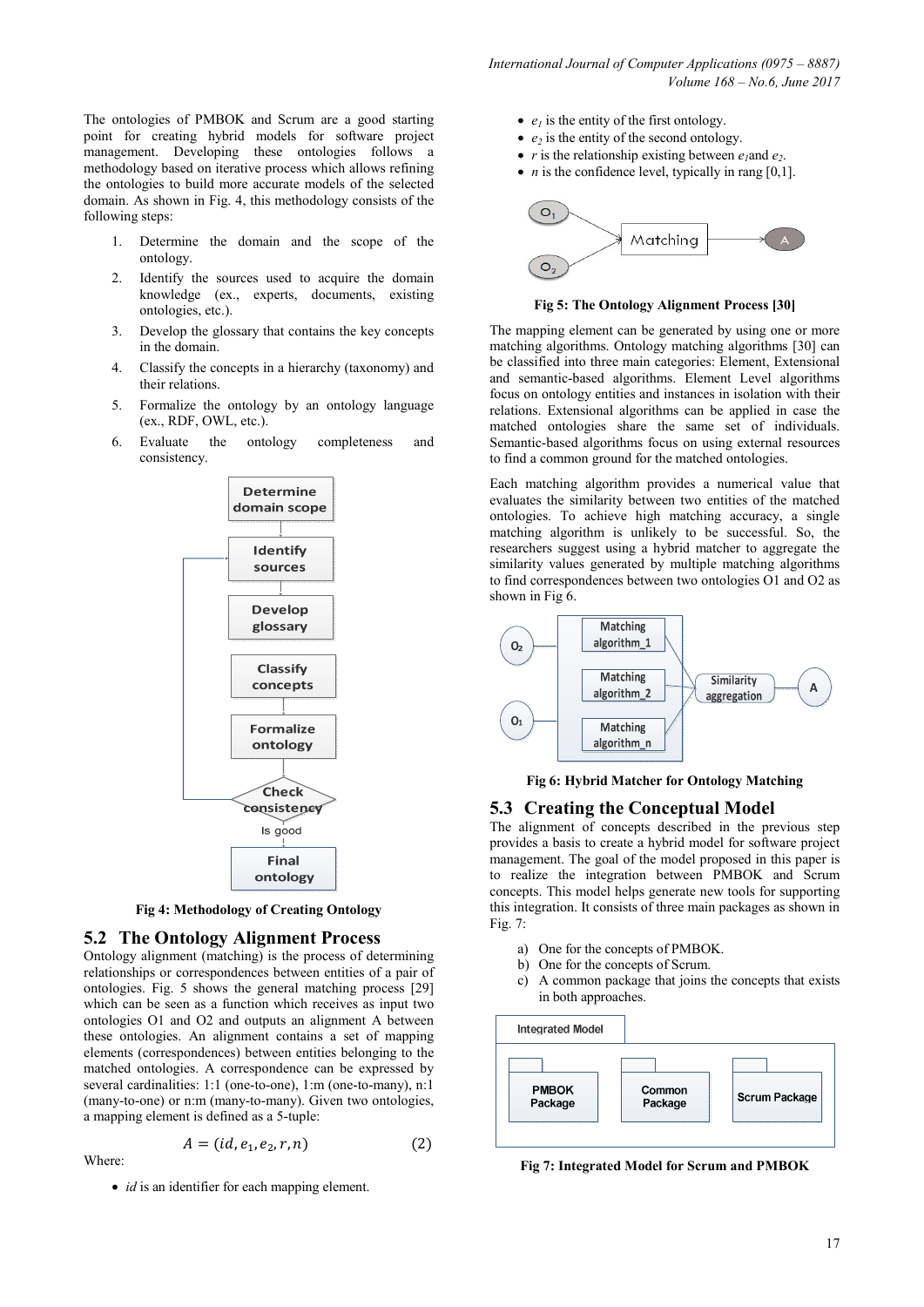The ontologies of PMBOK and Scrum are a good starting point for creating hybrid models for software project management. Developing these ontologies follows a methodology based on iterative process which allows refining the ontologies to build more accurate models of the selected domain. As shown in Fig. 4, this methodology consists of the following steps:

1. Determine the domain and the scope of the ontology.
2. Identify the sources used to acquire the domain knowledge (ex., experts, documents, existing ontologies, etc.).
3. Develop the glossary that contains the key concepts in the domain.
4. Classify the concepts in a hierarchy (taxonomy) and their relations.
5. Formalize the ontology by an ontology language (ex., RDF, OWL, etc.).
6. Evaluate the ontology completeness and consistency.

**Fig 4: Methodology of Creating Ontology**

## 5.2 The Ontology Alignment Process

Ontology alignment (matching) is the process of determining relationships or correspondences between entities of a pair of ontologies. Fig. 5 shows the general matching process [29] which can be seen as a function which receives as input two ontologies O1 and O2 and outputs an alignment A between these ontologies. An alignment contains a set of mapping elements (correspondences) between entities belonging to the matched ontologies. A correspondence can be expressed by several cardinalities: 1:1 (one-to-one), 1:m (one-to-many), n:1 (many-to-one) or n:m (many-to-many). Given two ontologies, a mapping element is defined as a 5-tuple:

$$A = (id, e_1, e_2, r, n) \quad (2)$$

Where:

- *id* is an identifier for each mapping element.
- $e_1$ is the entity of the first ontology.
- $e_2$ is the entity of the second ontology.
- $r$ is the relationship existing between $e_1$ and $e_2$.
- $n$ is the confidence level, typically in rang [0,1].

**Fig 5: The Ontology Alignment Process [30]**

The mapping element can be generated by using one or more matching algorithms. Ontology matching algorithms [30] can be classified into three main categories: Element, Extensional and semantic-based algorithms. Element Level algorithms focus on ontology entities and instances in isolation with their relations. Extensional algorithms can be applied in case the matched ontologies share the same set of individuals. Semantic-based algorithms focus on using external resources to find a common ground for the matched ontologies.

Each matching algorithm provides a numerical value that evaluates the similarity between two entities of the matched ontologies. To achieve high matching accuracy, a single matching algorithm is unlikely to be successful. So, the researchers suggest using a hybrid matcher to aggregate the similarity values generated by multiple matching algorithms to find correspondences between two ontologies O1 and O2 as shown in Fig 6.

**Fig 6: Hybrid Matcher for Ontology Matching**

## 5.3 Creating the Conceptual Model

The alignment of concepts described in the previous step provides a basis to create a hybrid model for software project management. The goal of the model proposed in this paper is to realize the integration between PMBOK and Scrum concepts. This model helps generate new tools for supporting this integration. It consists of three main packages as shown in Fig. 7:

a) One for the concepts of PMBOK.
b) One for the concepts of Scrum.
c) A common package that joins the concepts that exists in both approaches.

**Fig 7: Integrated Model for Scrum and PMBOK**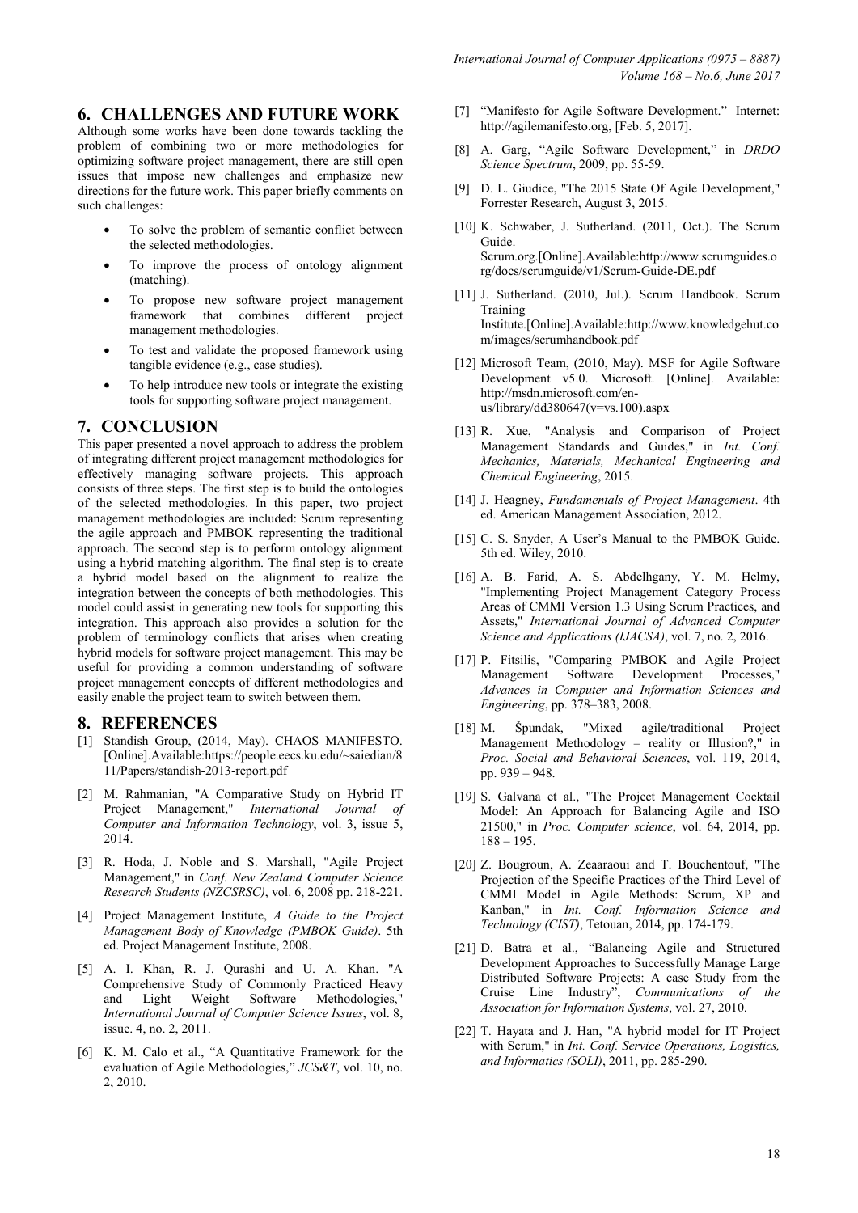## 6. CHALLENGES AND FUTURE WORK

Although some works have been done towards tackling the problem of combining two or more methodologies for optimizing software project management, there are still open issues that impose new challenges and emphasize new directions for the future work. This paper briefly comments on such challenges:

- To solve the problem of semantic conflict between the selected methodologies.
- To improve the process of ontology alignment (matching).
- To propose new software project management framework that combines different project management methodologies.
- To test and validate the proposed framework using tangible evidence (e.g., case studies).
- To help introduce new tools or integrate the existing tools for supporting software project management.

## 7. CONCLUSION

This paper presented a novel approach to address the problem of integrating different project management methodologies for effectively managing software projects. This approach consists of three steps. The first step is to build the ontologies of the selected methodologies. In this paper, two project management methodologies are included: Scrum representing the agile approach and PMBOK representing the traditional approach. The second step is to perform ontology alignment using a hybrid matching algorithm. The final step is to create a hybrid model based on the alignment to realize the integration between the concepts of both methodologies. This model could assist in generating new tools for supporting this integration. This approach also provides a solution for the problem of terminology conflicts that arises when creating hybrid models for software project management. This may be useful for providing a common understanding of software project management concepts of different methodologies and easily enable the project team to switch between them.

## 8. REFERENCES

[1] Standish Group, (2014, May). CHAOS MANIFESTO. [Online].Available:https://people.eecs.ku.edu/~saiedian/811/Papers/standish-2013-report.pdf

[2] M. Rahmanian, "A Comparative Study on Hybrid IT Project Management," *International Journal of Computer and Information Technology*, vol. 3, issue 5, 2014.

[3] R. Hoda, J. Noble and S. Marshall, "Agile Project Management," in *Conf. New Zealand Computer Science Research Students (NZCSRSC)*, vol. 6, 2008 pp. 218-221.

[4] Project Management Institute, *A Guide to the Project Management Body of Knowledge (PMBOK Guide)*. 5th ed. Project Management Institute, 2008.

[5] A. I. Khan, R. J. Qurashi and U. A. Khan. "A Comprehensive Study of Commonly Practiced Heavy and Light Weight Software Methodologies," *International Journal of Computer Science Issues*, vol. 8, issue. 4, no. 2, 2011.

[6] K. M. Calo et al., "A Quantitative Framework for the evaluation of Agile Methodologies," *JCS&T*, vol. 10, no. 2, 2010.

[7] "Manifesto for Agile Software Development." Internet: http://agilemanifesto.org, [Feb. 5, 2017].

[8] A. Garg, "Agile Software Development," in *DRDO Science Spectrum*, 2009, pp. 55-59.

[9] D. L. Giudice, "The 2015 State Of Agile Development," Forrester Research, August 3, 2015.

[10] K. Schwaber, J. Sutherland. (2011, Oct.). The Scrum Guide. Scrum.org.[Online].Available:http://www.scrumguides.org/docs/scrumguide/v1/Scrum-Guide-DE.pdf

[11] J. Sutherland. (2010, Jul.). Scrum Handbook. Scrum Training Institute.[Online].Available:http://www.knowledgehut.com/images/scrumhandbook.pdf

[12] Microsoft Team, (2010, May). MSF for Agile Software Development v5.0. Microsoft. [Online]. Available: http://msdn.microsoft.com/en-us/library/dd380647(v=vs.100).aspx

[13] R. Xue, "Analysis and Comparison of Project Management Standards and Guides," in *Int. Conf. Mechanics, Materials, Mechanical Engineering and Chemical Engineering*, 2015.

[14] J. Heagney, *Fundamentals of Project Management*. 4th ed. American Management Association, 2012.

[15] C. S. Snyder, A User's Manual to the PMBOK Guide. 5th ed. Wiley, 2010.

[16] A. B. Farid, A. S. Abdelhgany, Y. M. Helmy, "Implementing Project Management Category Process Areas of CMMI Version 1.3 Using Scrum Practices, and Assets," *International Journal of Advanced Computer Science and Applications (IJACSA)*, vol. 7, no. 2, 2016.

[17] P. Fitsilis, "Comparing PMBOK and Agile Project Management Software Development Processes," *Advances in Computer and Information Sciences and Engineering*, pp. 378–383, 2008.

[18] M. Špundak, "Mixed agile/traditional Project Management Methodology – reality or Illusion?," in *Proc. Social and Behavioral Sciences*, vol. 119, 2014, pp. 939 – 948.

[19] S. Galvana et al., "The Project Management Cocktail Model: An Approach for Balancing Agile and ISO 21500," in *Proc. Computer science*, vol. 64, 2014, pp. 188 – 195.

[20] Z. Bougroun, A. Zeaaraoui and T. Bouchentouf, "The Projection of the Specific Practices of the Third Level of CMMI Model in Agile Methods: Scrum, XP and Kanban," in *Int. Conf. Information Science and Technology (CIST)*, Tetouan, 2014, pp. 174-179.

[21] D. Batra et al., "Balancing Agile and Structured Development Approaches to Successfully Manage Large Distributed Software Projects: A case Study from the Cruise Line Industry", *Communications of the Association for Information Systems*, vol. 27, 2010.

[22] T. Hayata and J. Han, "A hybrid model for IT Project with Scrum," in *Int. Conf. Service Operations, Logistics, and Informatics (SOLI)*, 2011, pp. 285-290.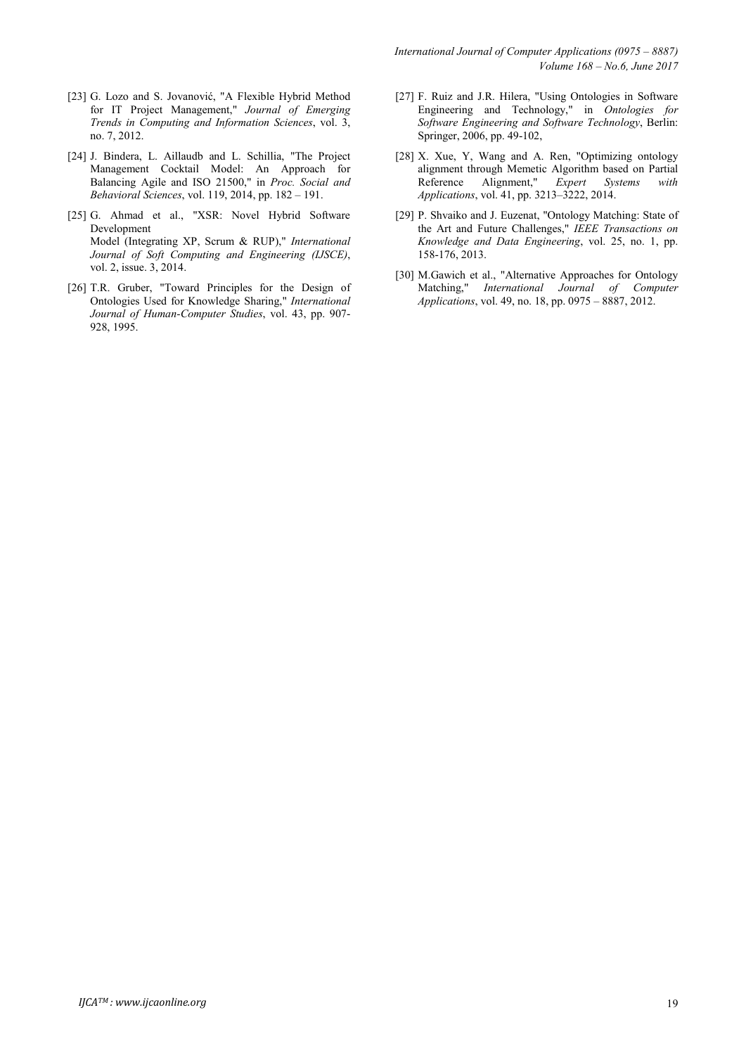[23] G. Lozo and S. Jovanović, "A Flexible Hybrid Method for IT Project Management," *Journal of Emerging Trends in Computing and Information Sciences*, vol. 3, no. 7, 2012.

[24] J. Bindera, L. Aillaudb and L. Schillia, "The Project Management Cocktail Model: An Approach for Balancing Agile and ISO 21500," in *Proc. Social and Behavioral Sciences*, vol. 119, 2014, pp. 182 – 191.

[25] G. Ahmad et al., "XSR: Novel Hybrid Software Development Model (Integrating XP, Scrum & RUP)," *International Journal of Soft Computing and Engineering (IJSCE)*, vol. 2, issue. 3, 2014.

[26] T.R. Gruber, "Toward Principles for the Design of Ontologies Used for Knowledge Sharing," *International Journal of Human-Computer Studies*, vol. 43, pp. 907-928, 1995.

[27] F. Ruiz and J.R. Hilera, "Using Ontologies in Software Engineering and Technology," in *Ontologies for Software Engineering and Software Technology*, Berlin: Springer, 2006, pp. 49-102,

[28] X. Xue, Y, Wang and A. Ren, "Optimizing ontology alignment through Memetic Algorithm based on Partial Reference Alignment," *Expert Systems with Applications*, vol. 41, pp. 3213–3222, 2014.

[29] P. Shvaiko and J. Euzenat, "Ontology Matching: State of the Art and Future Challenges," *IEEE Transactions on Knowledge and Data Engineering*, vol. 25, no. 1, pp. 158-176, 2013.

[30] M.Gawich et al., "Alternative Approaches for Ontology Matching," *International Journal of Computer Applications*, vol. 49, no. 18, pp. 0975 – 8887, 2012.